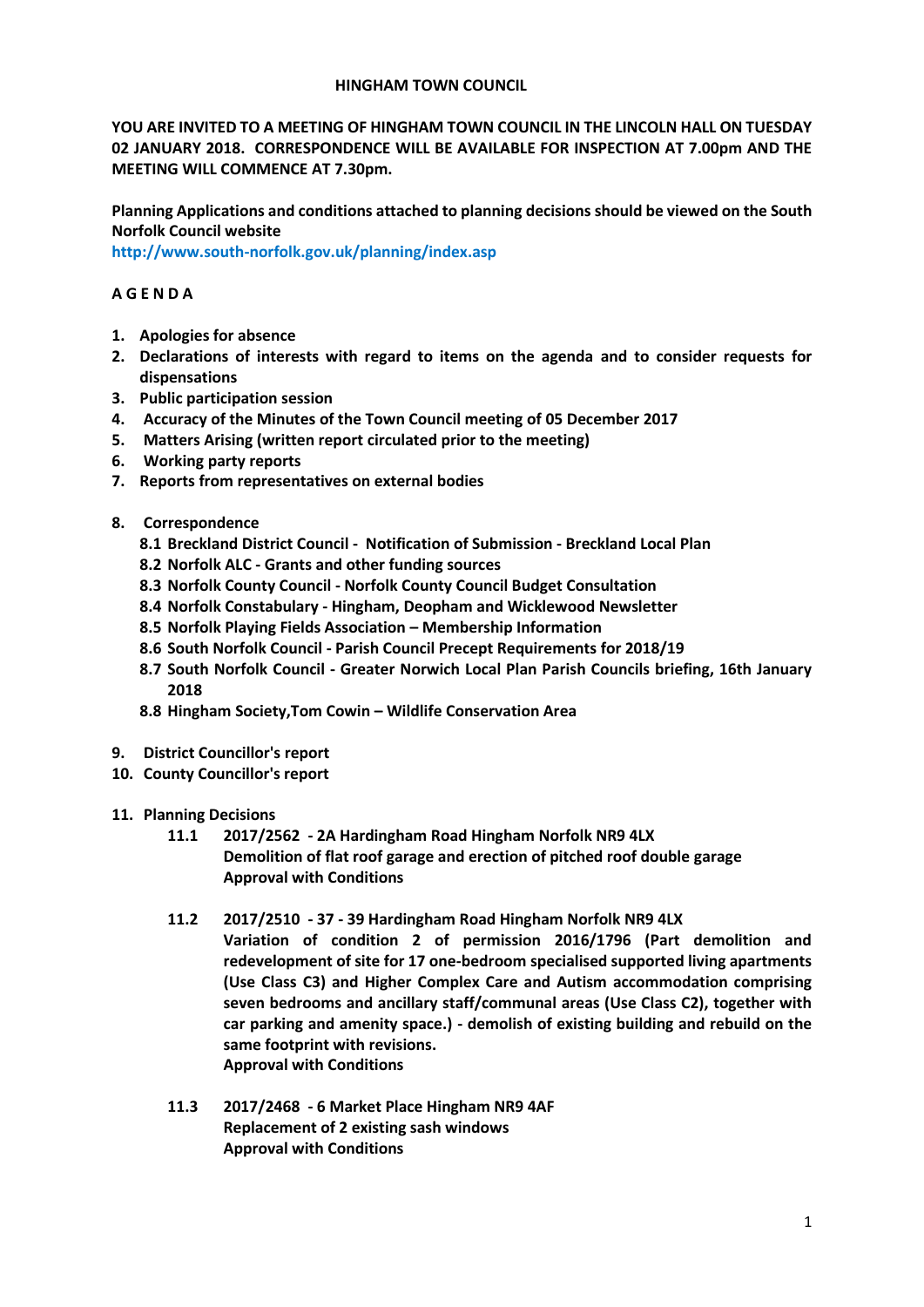# HINGHAM TOWN COUNCIL

**YOU ARE INVITED TO A MEETING OF HINGHAM TOWN COUNCIL IN THE LINCOLN HALL ON TUESDAY 02 JANUARY 2018. CORRESPONDENCE WILL BE AVAILABLE FOR INSPECTION AT 7.00pm AND THE MEETING WILL COMMENCE AT 7.30pm.**

**Planning Applications and conditions attached to planning decisions should be viewed on the South Norfolk Council website**
**http://www.south-norfolk.gov.uk/planning/index.asp**

## A G E N D A

1. **Apologies for absence**
2. **Declarations of interests with regard to items on the agenda and to consider requests for dispensations**
3. **Public participation session**
4. **Accuracy of the Minutes of the Town Council meeting of 05 December 2017**
5. **Matters Arising (written report circulated prior to the meeting)**
6. **Working party reports**
7. **Reports from representatives on external bodies**
8. **Correspondence**
   - **8.1 Breckland District Council - Notification of Submission - Breckland Local Plan**
   - **8.2 Norfolk ALC - Grants and other funding sources**
   - **8.3 Norfolk County Council - Norfolk County Council Budget Consultation**
   - **8.4 Norfolk Constabulary - Hingham, Deopham and Wicklewood Newsletter**
   - **8.5 Norfolk Playing Fields Association – Membership Information**
   - **8.6 South Norfolk Council - Parish Council Precept Requirements for 2018/19**
   - **8.7 South Norfolk Council - Greater Norwich Local Plan Parish Councils briefing, 16th January 2018**
   - **8.8 Hingham Society,Tom Cowin – Wildlife Conservation Area**
9. **District Councillor's report**
10. **County Councillor's report**
11. **Planning Decisions**
    - **11.1 2017/2562 - 2A Hardingham Road Hingham Norfolk NR9 4LX**
      **Demolition of flat roof garage and erection of pitched roof double garage**
      **Approval with Conditions**
    - **11.2 2017/2510 - 37 - 39 Hardingham Road Hingham Norfolk NR9 4LX**
      **Variation of condition 2 of permission 2016/1796 (Part demolition and redevelopment of site for 17 one-bedroom specialised supported living apartments (Use Class C3) and Higher Complex Care and Autism accommodation comprising seven bedrooms and ancillary staff/communal areas (Use Class C2), together with car parking and amenity space.) - demolish of existing building and rebuild on the same footprint with revisions.**
      **Approval with Conditions**
    - **11.3 2017/2468 - 6 Market Place Hingham NR9 4AF**
      **Replacement of 2 existing sash windows**
      **Approval with Conditions**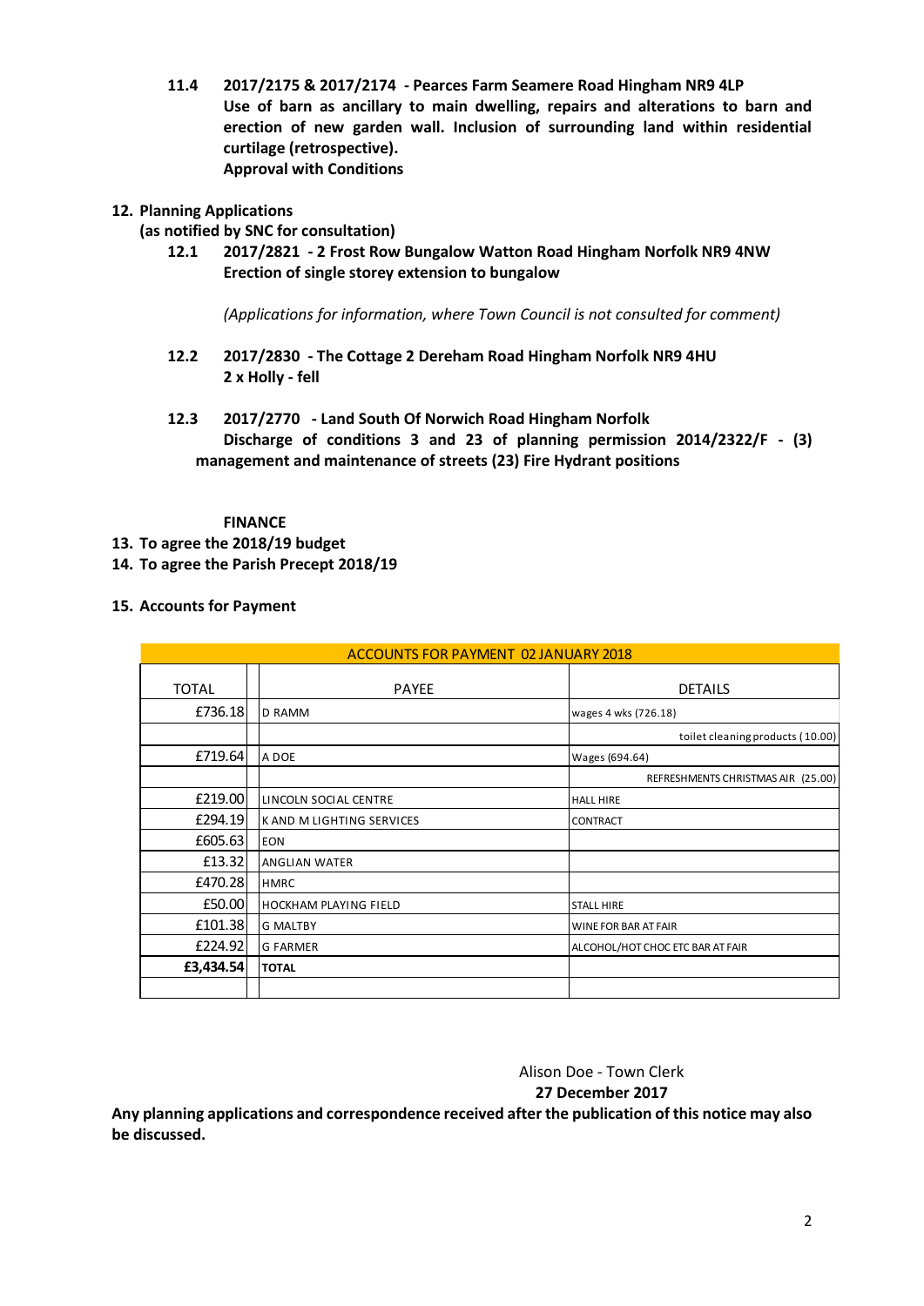**11.4 2017/2175 & 2017/2174 - Pearces Farm Seamere Road Hingham NR9 4LP**
**Use of barn as ancillary to main dwelling, repairs and alterations to barn and erection of new garden wall. Inclusion of surrounding land within residential curtilage (retrospective).**
**Approval with Conditions**

**12. Planning Applications**
**(as notified by SNC for consultation)**

**12.1 2017/2821 - 2 Frost Row Bungalow Watton Road Hingham Norfolk NR9 4NW**
**Erection of single storey extension to bungalow**

*(Applications for information, where Town Council is not consulted for comment)*

**12.2 2017/2830 - The Cottage 2 Dereham Road Hingham Norfolk NR9 4HU**
**2 x Holly - fell**

**12.3 2017/2770 - Land South Of Norwich Road Hingham Norfolk**
**Discharge of conditions 3 and 23 of planning permission 2014/2322/F - (3) management and maintenance of streets (23) Fire Hydrant positions**

**FINANCE**

**13. To agree the 2018/19 budget**

**14. To agree the Parish Precept 2018/19**

**15. Accounts for Payment**

| ACCOUNTS FOR PAYMENT 02 JANUARY 2018 | | | |
|---|---|---|---|
| TOTAL | | PAYEE | DETAILS |
| £736.18 | | D RAMM | wages 4 wks (726.18) |
| | | | toilet cleaning products (10.00) |
| £719.64 | | A DOE | Wages (694.64) |
| | | | REFRESHMENTS CHRISTMAS AIR (25.00) |
| £219.00 | | LINCOLN SOCIAL CENTRE | HALL HIRE |
| £294.19 | | K AND M LIGHTING SERVICES | CONTRACT |
| £605.63 | | EON | |
| £13.32 | | ANGLIAN WATER | |
| £470.28 | | HMRC | |
| £50.00 | | HOCKHAM PLAYING FIELD | STALL HIRE |
| £101.38 | | G MALTBY | WINE FOR BAR AT FAIR |
| £224.92 | | G FARMER | ALCOHOL/HOT CHOC ETC BAR AT FAIR |
| **£3,434.54** | | **TOTAL** | |
| | | | |

Alison Doe - Town Clerk
**27 December 2017**

**Any planning applications and correspondence received after the publication of this notice may also be discussed.**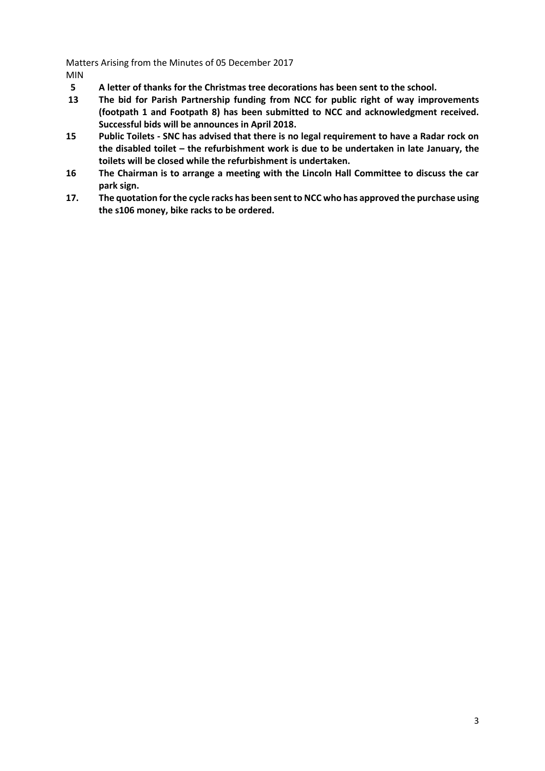Matters Arising from the Minutes of 05 December 2017

MIN

| | |
|---|---|
| 5 | **A letter of thanks for the Christmas tree decorations has been sent to the school.** |
| 13 | **The bid for Parish Partnership funding from NCC for public right of way improvements (footpath 1 and Footpath 8) has been submitted to NCC and acknowledgment received. Successful bids will be announces in April 2018.** |
| 15 | **Public Toilets - SNC has advised that there is no legal requirement to have a Radar rock on the disabled toilet – the refurbishment work is due to be undertaken in late January, the toilets will be closed while the refurbishment is undertaken.** |
| 16 | **The Chairman is to arrange a meeting with the Lincoln Hall Committee to discuss the car park sign.** |
| 17. | **The quotation for the cycle racks has been sent to NCC who has approved the purchase using the s106 money, bike racks to be ordered.** |